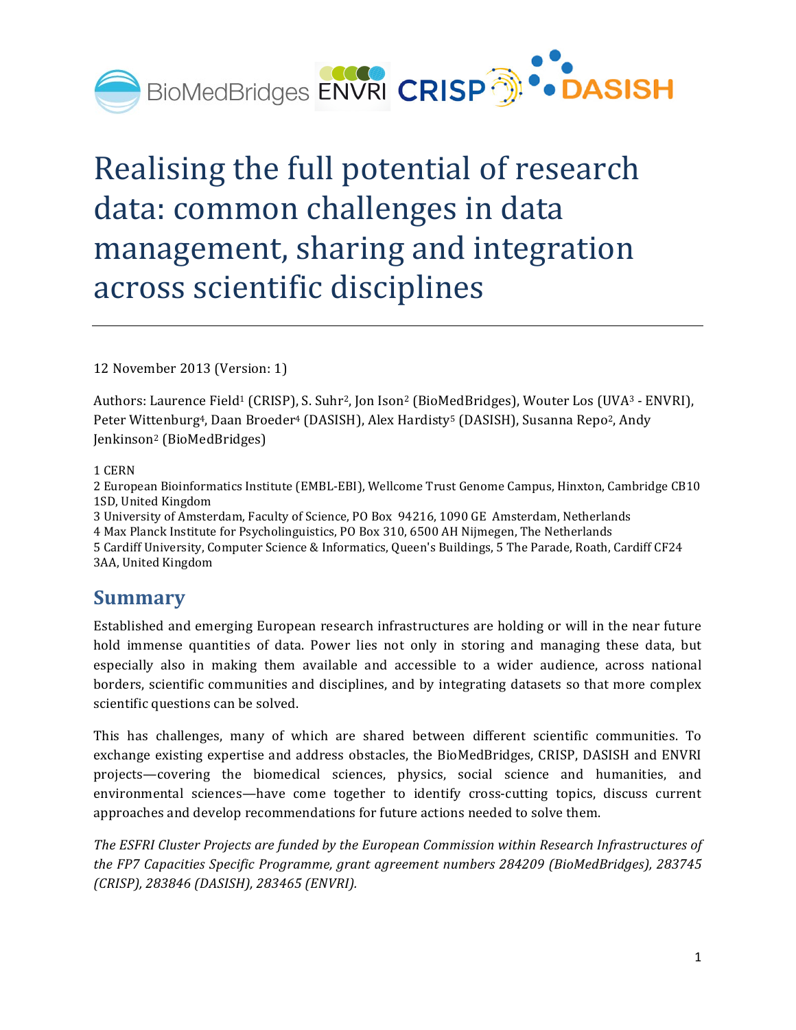# Realising the full potential of research data: common challenges in data management, sharing and integration across scientific disciplines

12 November 2013 (Version: 1)

Authors: Laurence Field[1] (CRISP), S. Suhr[2], Jon Ison[2] (BioMedBridges), Wouter Los (UVA[3] - ENVRI), Peter Wittenburg[4], Daan Broeder[4] (DASISH), Alex Hardisty[5] (DASISH), Susanna Repo[2], Andy Jenkinson[2] (BioMedBridges)

1 CERN
2 European Bioinformatics Institute (EMBL-EBI), Wellcome Trust Genome Campus, Hinxton, Cambridge CB10 1SD, United Kingdom
3 University of Amsterdam, Faculty of Science, PO Box 94216, 1090 GE Amsterdam, Netherlands
4 Max Planck Institute for Psycholinguistics, PO Box 310, 6500 AH Nijmegen, The Netherlands
5 Cardiff University, Computer Science & Informatics, Queen's Buildings, 5 The Parade, Roath, Cardiff CF24 3AA, United Kingdom

## Summary

Established and emerging European research infrastructures are holding or will in the near future hold immense quantities of data. Power lies not only in storing and managing these data, but especially also in making them available and accessible to a wider audience, across national borders, scientific communities and disciplines, and by integrating datasets so that more complex scientific questions can be solved.

This has challenges, many of which are shared between different scientific communities. To exchange existing expertise and address obstacles, the BioMedBridges, CRISP, DASISH and ENVRI projects—covering the biomedical sciences, physics, social science and humanities, and environmental sciences—have come together to identify cross-cutting topics, discuss current approaches and develop recommendations for future actions needed to solve them.

*The ESFRI Cluster Projects are funded by the European Commission within Research Infrastructures of the FP7 Capacities Specific Programme, grant agreement numbers 284209 (BioMedBridges), 283745 (CRISP), 283846 (DASISH), 283465 (ENVRI).*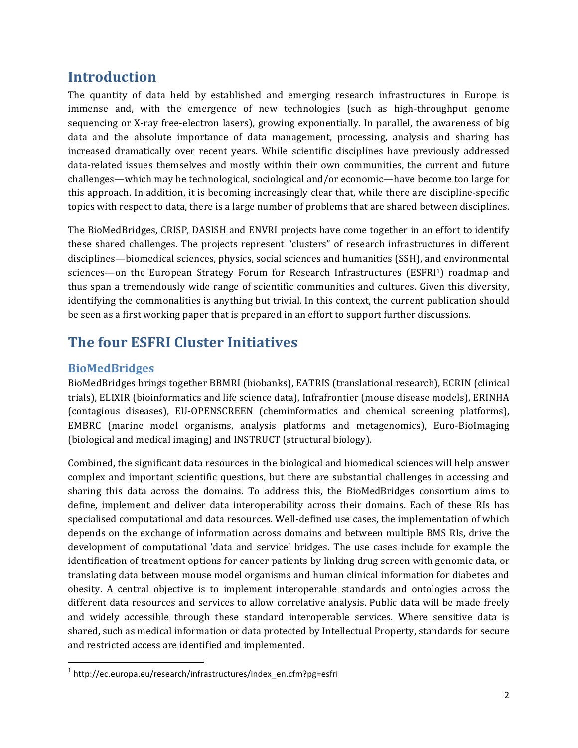# Introduction

The quantity of data held by established and emerging research infrastructures in Europe is immense and, with the emergence of new technologies (such as high-throughput genome sequencing or X-ray free-electron lasers), growing exponentially. In parallel, the awareness of big data and the absolute importance of data management, processing, analysis and sharing has increased dramatically over recent years. While scientific disciplines have previously addressed data-related issues themselves and mostly within their own communities, the current and future challenges—which may be technological, sociological and/or economic—have become too large for this approach. In addition, it is becoming increasingly clear that, while there are discipline-specific topics with respect to data, there is a large number of problems that are shared between disciplines.

The BioMedBridges, CRISP, DASISH and ENVRI projects have come together in an effort to identify these shared challenges. The projects represent "clusters" of research infrastructures in different disciplines—biomedical sciences, physics, social sciences and humanities (SSH), and environmental sciences—on the European Strategy Forum for Research Infrastructures (ESFRI[1]) roadmap and thus span a tremendously wide range of scientific communities and cultures. Given this diversity, identifying the commonalities is anything but trivial. In this context, the current publication should be seen as a first working paper that is prepared in an effort to support further discussions.

# The four ESFRI Cluster Initiatives

## BioMedBridges

BioMedBridges brings together BBMRI (biobanks), EATRIS (translational research), ECRIN (clinical trials), ELIXIR (bioinformatics and life science data), Infrafrontier (mouse disease models), ERINHA (contagious diseases), EU-OPENSCREEN (cheminformatics and chemical screening platforms), EMBRC (marine model organisms, analysis platforms and metagenomics), Euro-BioImaging (biological and medical imaging) and INSTRUCT (structural biology).

Combined, the significant data resources in the biological and biomedical sciences will help answer complex and important scientific questions, but there are substantial challenges in accessing and sharing this data across the domains. To address this, the BioMedBridges consortium aims to define, implement and deliver data interoperability across their domains. Each of these RIs has specialised computational and data resources. Well-defined use cases, the implementation of which depends on the exchange of information across domains and between multiple BMS RIs, drive the development of computational 'data and service' bridges. The use cases include for example the identification of treatment options for cancer patients by linking drug screen with genomic data, or translating data between mouse model organisms and human clinical information for diabetes and obesity. A central objective is to implement interoperable standards and ontologies across the different data resources and services to allow correlative analysis. Public data will be made freely and widely accessible through these standard interoperable services. Where sensitive data is shared, such as medical information or data protected by Intellectual Property, standards for secure and restricted access are identified and implemented.

[1] http://ec.europa.eu/research/infrastructures/index_en.cfm?pg=esfri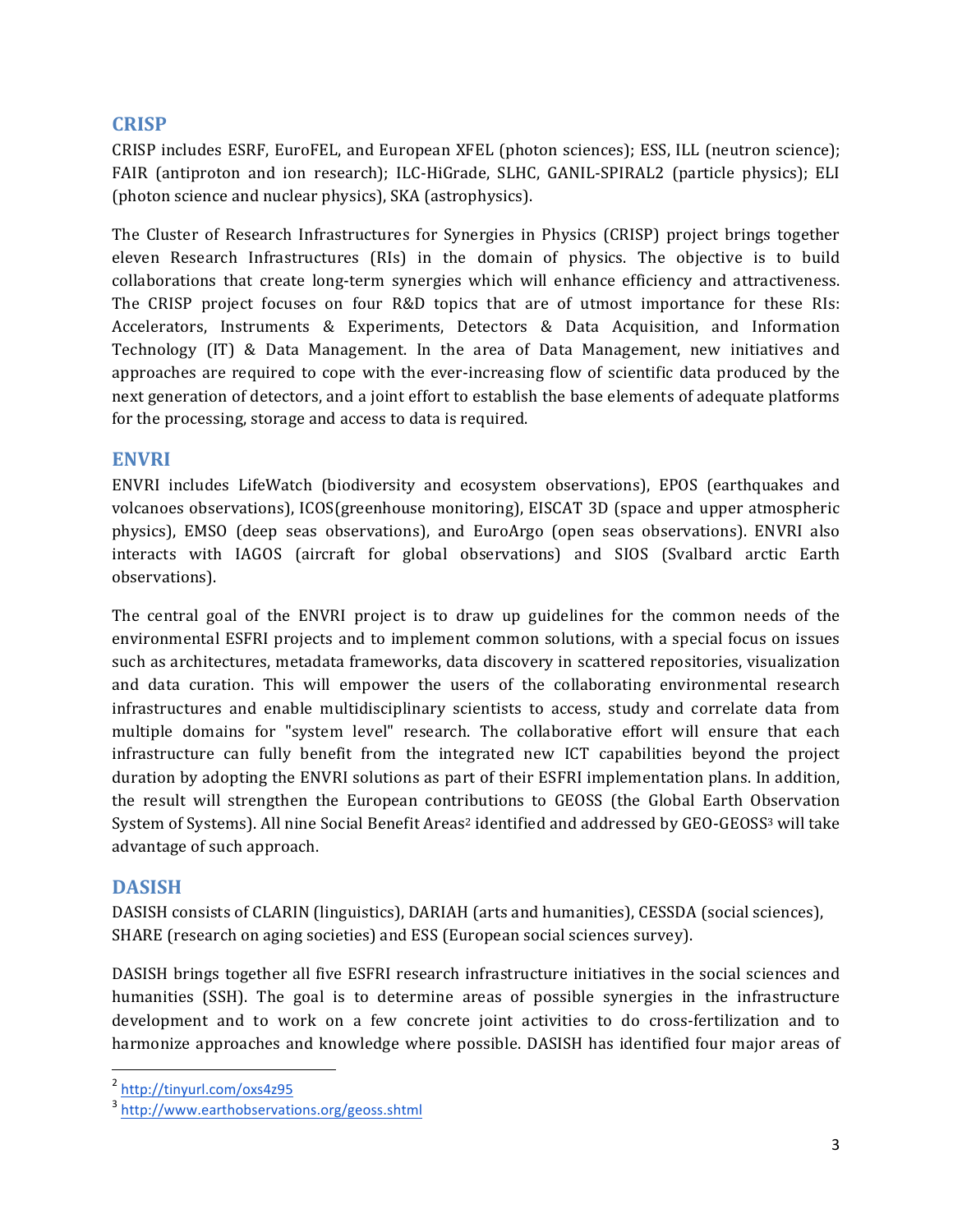## CRISP

CRISP includes ESRF, EuroFEL, and European XFEL (photon sciences); ESS, ILL (neutron science); FAIR (antiproton and ion research); ILC-HiGrade, SLHC, GANIL-SPIRAL2 (particle physics); ELI (photon science and nuclear physics), SKA (astrophysics).

The Cluster of Research Infrastructures for Synergies in Physics (CRISP) project brings together eleven Research Infrastructures (RIs) in the domain of physics. The objective is to build collaborations that create long-term synergies which will enhance efficiency and attractiveness. The CRISP project focuses on four R&D topics that are of utmost importance for these RIs: Accelerators, Instruments & Experiments, Detectors & Data Acquisition, and Information Technology (IT) & Data Management. In the area of Data Management, new initiatives and approaches are required to cope with the ever-increasing flow of scientific data produced by the next generation of detectors, and a joint effort to establish the base elements of adequate platforms for the processing, storage and access to data is required.

## ENVRI

ENVRI includes LifeWatch (biodiversity and ecosystem observations), EPOS (earthquakes and volcanoes observations), ICOS(greenhouse monitoring), EISCAT 3D (space and upper atmospheric physics), EMSO (deep seas observations), and EuroArgo (open seas observations). ENVRI also interacts with IAGOS (aircraft for global observations) and SIOS (Svalbard arctic Earth observations).

The central goal of the ENVRI project is to draw up guidelines for the common needs of the environmental ESFRI projects and to implement common solutions, with a special focus on issues such as architectures, metadata frameworks, data discovery in scattered repositories, visualization and data curation. This will empower the users of the collaborating environmental research infrastructures and enable multidisciplinary scientists to access, study and correlate data from multiple domains for "system level" research. The collaborative effort will ensure that each infrastructure can fully benefit from the integrated new ICT capabilities beyond the project duration by adopting the ENVRI solutions as part of their ESFRI implementation plans. In addition, the result will strengthen the European contributions to GEOSS (the Global Earth Observation System of Systems). All nine Social Benefit Areas[2] identified and addressed by GEO-GEOSS[3] will take advantage of such approach.

## DASISH

DASISH consists of CLARIN (linguistics), DARIAH (arts and humanities), CESSDA (social sciences), SHARE (research on aging societies) and ESS (European social sciences survey).

DASISH brings together all five ESFRI research infrastructure initiatives in the social sciences and humanities (SSH). The goal is to determine areas of possible synergies in the infrastructure development and to work on a few concrete joint activities to do cross-fertilization and to harmonize approaches and knowledge where possible. DASISH has identified four major areas of

---

[2] http://tinyurl.com/oxs4z95

[3] http://www.earthobservations.org/geoss.shtml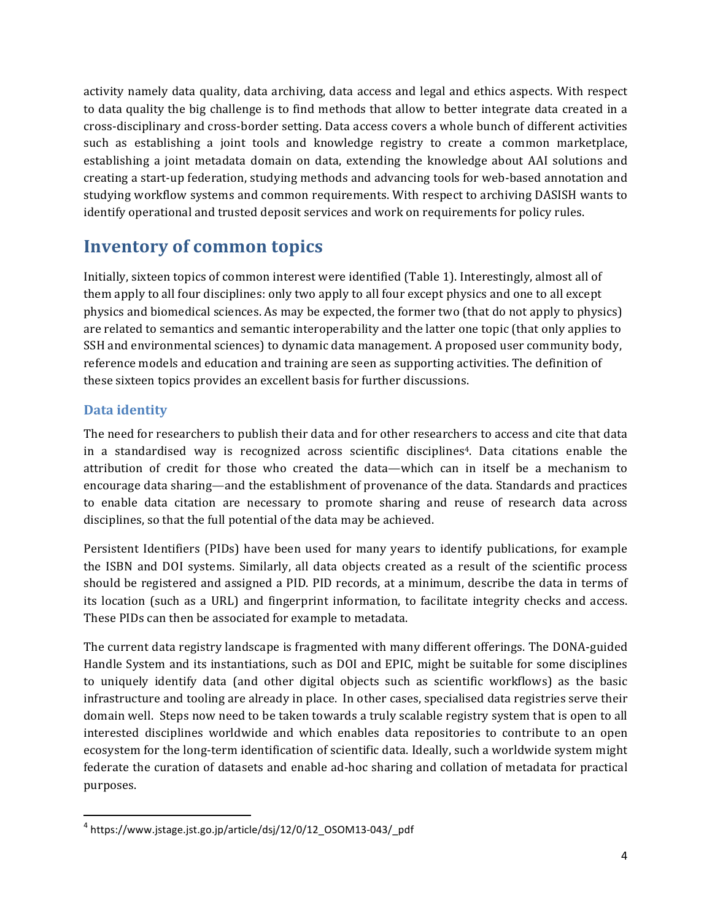activity namely data quality, data archiving, data access and legal and ethics aspects. With respect to data quality the big challenge is to find methods that allow to better integrate data created in a cross-disciplinary and cross-border setting. Data access covers a whole bunch of different activities such as establishing a joint tools and knowledge registry to create a common marketplace, establishing a joint metadata domain on data, extending the knowledge about AAI solutions and creating a start-up federation, studying methods and advancing tools for web-based annotation and studying workflow systems and common requirements. With respect to archiving DASISH wants to identify operational and trusted deposit services and work on requirements for policy rules.

# Inventory of common topics

Initially, sixteen topics of common interest were identified (Table 1). Interestingly, almost all of them apply to all four disciplines: only two apply to all four except physics and one to all except physics and biomedical sciences. As may be expected, the former two (that do not apply to physics) are related to semantics and semantic interoperability and the latter one topic (that only applies to SSH and environmental sciences) to dynamic data management. A proposed user community body, reference models and education and training are seen as supporting activities. The definition of these sixteen topics provides an excellent basis for further discussions.

## Data identity

The need for researchers to publish their data and for other researchers to access and cite that data in a standardised way is recognized across scientific disciplines[4]. Data citations enable the attribution of credit for those who created the data—which can in itself be a mechanism to encourage data sharing—and the establishment of provenance of the data. Standards and practices to enable data citation are necessary to promote sharing and reuse of research data across disciplines, so that the full potential of the data may be achieved.

Persistent Identifiers (PIDs) have been used for many years to identify publications, for example the ISBN and DOI systems. Similarly, all data objects created as a result of the scientific process should be registered and assigned a PID. PID records, at a minimum, describe the data in terms of its location (such as a URL) and fingerprint information, to facilitate integrity checks and access. These PIDs can then be associated for example to metadata.

The current data registry landscape is fragmented with many different offerings. The DONA-guided Handle System and its instantiations, such as DOI and EPIC, might be suitable for some disciplines to uniquely identify data (and other digital objects such as scientific workflows) as the basic infrastructure and tooling are already in place. In other cases, specialised data registries serve their domain well. Steps now need to be taken towards a truly scalable registry system that is open to all interested disciplines worldwide and which enables data repositories to contribute to an open ecosystem for the long-term identification of scientific data. Ideally, such a worldwide system might federate the curation of datasets and enable ad-hoc sharing and collation of metadata for practical purposes.

[4] https://www.jstage.jst.go.jp/article/dsj/12/0/12_OSOM13-043/_pdf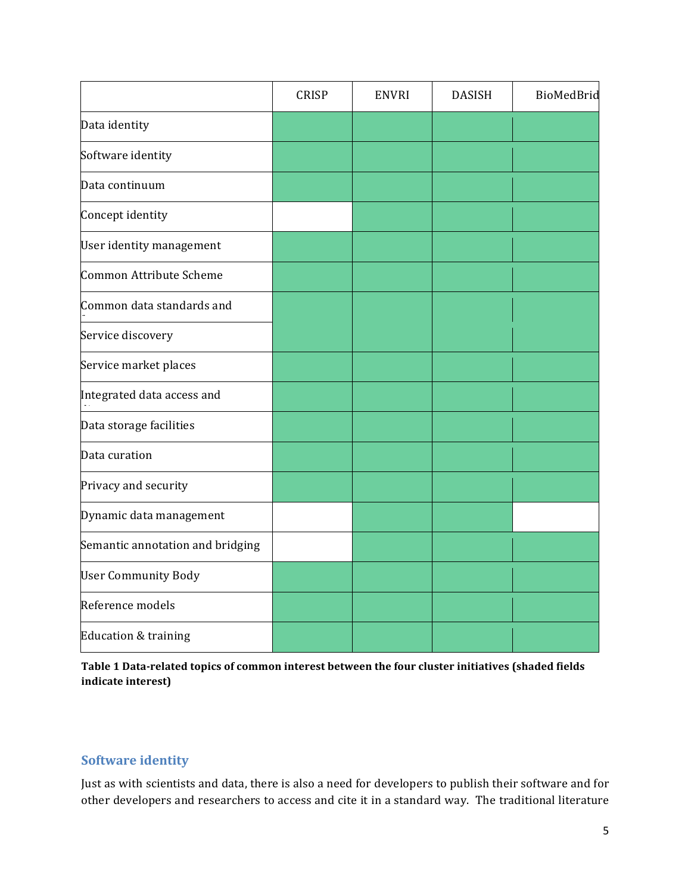| | CRISP | ENVRI | DASISH | BioMedBrid |
|---|---|---|---|---|
| Data identity | ■ | ■ | ■ | ■ |
| Software identity | ■ | ■ | ■ | ■ |
| Data continuum | ■ | ■ | ■ | ■ |
| Concept identity | | ■ | ■ | ■ |
| User identity management | ■ | ■ | ■ | ■ |
| Common Attribute Scheme | ■ | ■ | ■ | ■ |
| Common data standards and | ■ | ■ | ■ | ■ |
| Service discovery | ■ | ■ | ■ | ■ |
| Service market places | ■ | ■ | ■ | ■ |
| Integrated data access and | ■ | ■ | ■ | ■ |
| Data storage facilities | ■ | ■ | ■ | ■ |
| Data curation | ■ | ■ | ■ | ■ |
| Privacy and security | ■ | ■ | ■ | ■ |
| Dynamic data management | | ■ | ■ | |
| Semantic annotation and bridging | | ■ | ■ | ■ |
| User Community Body | ■ | ■ | ■ | ■ |
| Reference models | ■ | ■ | ■ | ■ |
| Education & training | ■ | ■ | ■ | ■ |

**Table 1 Data-related topics of common interest between the four cluster initiatives (shaded fields indicate interest)**

## Software identity

Just as with scientists and data, there is also a need for developers to publish their software and for other developers and researchers to access and cite it in a standard way. The traditional literature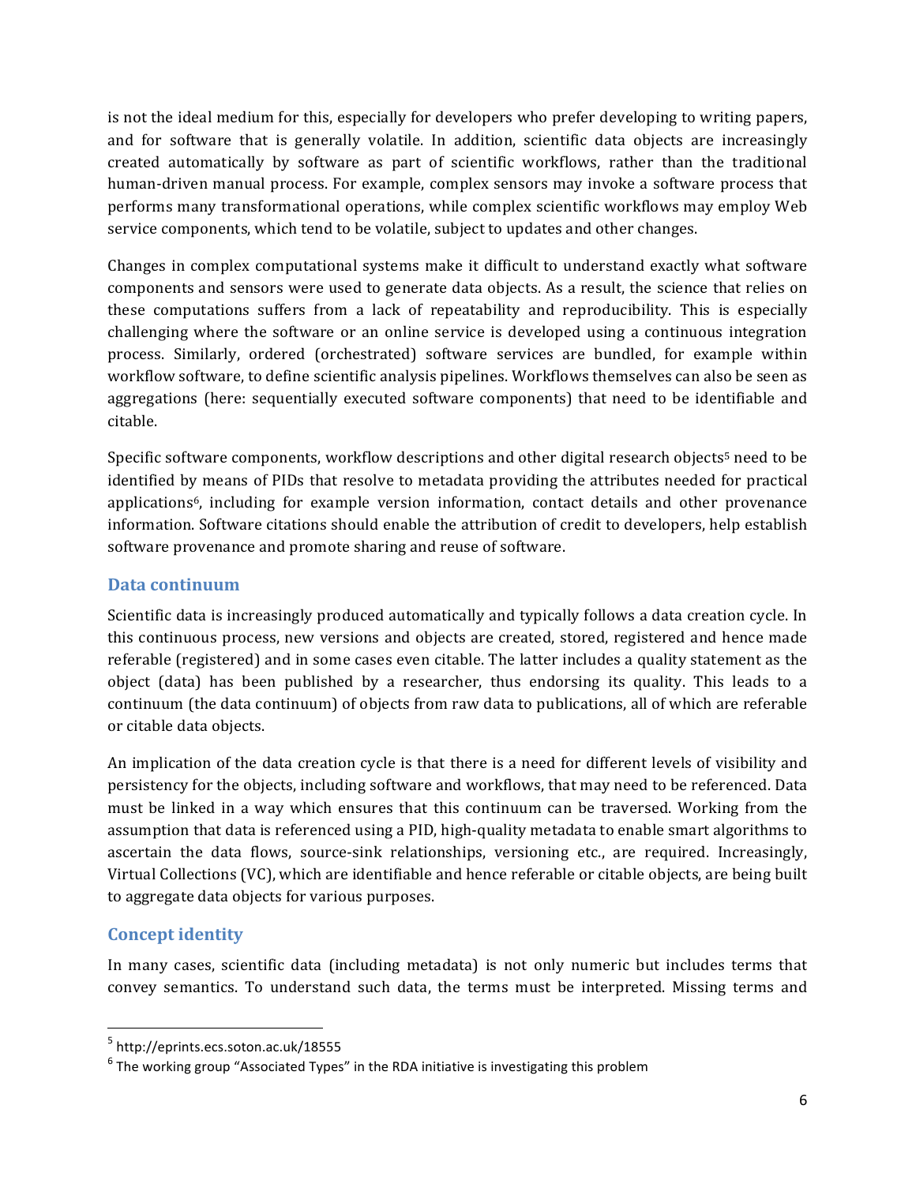is not the ideal medium for this, especially for developers who prefer developing to writing papers, and for software that is generally volatile. In addition, scientific data objects are increasingly created automatically by software as part of scientific workflows, rather than the traditional human-driven manual process. For example, complex sensors may invoke a software process that performs many transformational operations, while complex scientific workflows may employ Web service components, which tend to be volatile, subject to updates and other changes.

Changes in complex computational systems make it difficult to understand exactly what software components and sensors were used to generate data objects. As a result, the science that relies on these computations suffers from a lack of repeatability and reproducibility. This is especially challenging where the software or an online service is developed using a continuous integration process. Similarly, ordered (orchestrated) software services are bundled, for example within workflow software, to define scientific analysis pipelines. Workflows themselves can also be seen as aggregations (here: sequentially executed software components) that need to be identifiable and citable.

Specific software components, workflow descriptions and other digital research objects[5] need to be identified by means of PIDs that resolve to metadata providing the attributes needed for practical applications[6], including for example version information, contact details and other provenance information. Software citations should enable the attribution of credit to developers, help establish software provenance and promote sharing and reuse of software.

## Data continuum

Scientific data is increasingly produced automatically and typically follows a data creation cycle. In this continuous process, new versions and objects are created, stored, registered and hence made referable (registered) and in some cases even citable. The latter includes a quality statement as the object (data) has been published by a researcher, thus endorsing its quality. This leads to a continuum (the data continuum) of objects from raw data to publications, all of which are referable or citable data objects.

An implication of the data creation cycle is that there is a need for different levels of visibility and persistency for the objects, including software and workflows, that may need to be referenced. Data must be linked in a way which ensures that this continuum can be traversed. Working from the assumption that data is referenced using a PID, high-quality metadata to enable smart algorithms to ascertain the data flows, source-sink relationships, versioning etc., are required. Increasingly, Virtual Collections (VC), which are identifiable and hence referable or citable objects, are being built to aggregate data objects for various purposes.

## Concept identity

In many cases, scientific data (including metadata) is not only numeric but includes terms that convey semantics. To understand such data, the terms must be interpreted. Missing terms and

[5] http://eprints.ecs.soton.ac.uk/18555

[6] The working group "Associated Types" in the RDA initiative is investigating this problem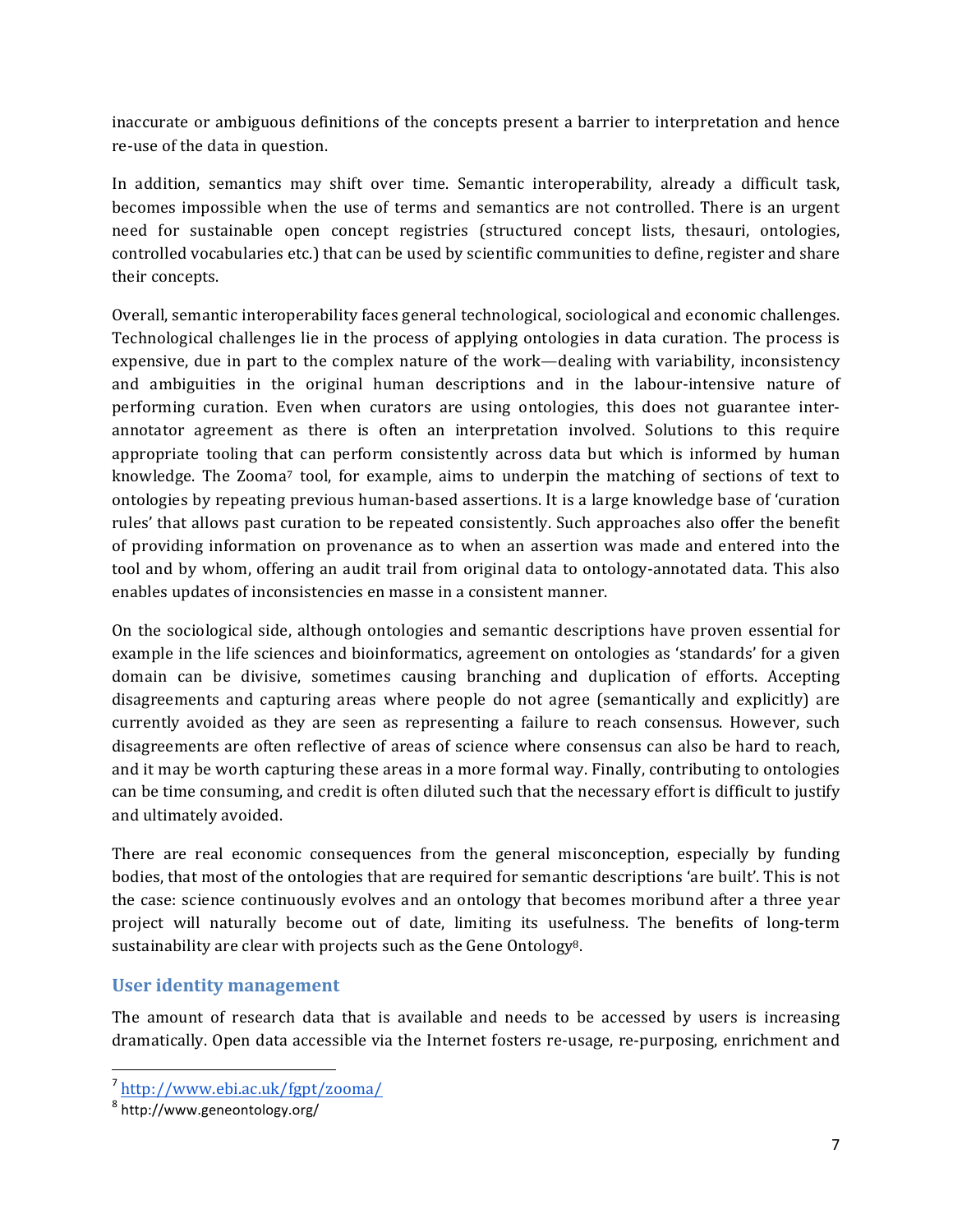inaccurate or ambiguous definitions of the concepts present a barrier to interpretation and hence re-use of the data in question.

In addition, semantics may shift over time. Semantic interoperability, already a difficult task, becomes impossible when the use of terms and semantics are not controlled. There is an urgent need for sustainable open concept registries (structured concept lists, thesauri, ontologies, controlled vocabularies etc.) that can be used by scientific communities to define, register and share their concepts.

Overall, semantic interoperability faces general technological, sociological and economic challenges. Technological challenges lie in the process of applying ontologies in data curation. The process is expensive, due in part to the complex nature of the work—dealing with variability, inconsistency and ambiguities in the original human descriptions and in the labour-intensive nature of performing curation. Even when curators are using ontologies, this does not guarantee inter-annotator agreement as there is often an interpretation involved. Solutions to this require appropriate tooling that can perform consistently across data but which is informed by human knowledge. The Zooma[7] tool, for example, aims to underpin the matching of sections of text to ontologies by repeating previous human-based assertions. It is a large knowledge base of 'curation rules' that allows past curation to be repeated consistently. Such approaches also offer the benefit of providing information on provenance as to when an assertion was made and entered into the tool and by whom, offering an audit trail from original data to ontology-annotated data. This also enables updates of inconsistencies en masse in a consistent manner.

On the sociological side, although ontologies and semantic descriptions have proven essential for example in the life sciences and bioinformatics, agreement on ontologies as 'standards' for a given domain can be divisive, sometimes causing branching and duplication of efforts. Accepting disagreements and capturing areas where people do not agree (semantically and explicitly) are currently avoided as they are seen as representing a failure to reach consensus. However, such disagreements are often reflective of areas of science where consensus can also be hard to reach, and it may be worth capturing these areas in a more formal way. Finally, contributing to ontologies can be time consuming, and credit is often diluted such that the necessary effort is difficult to justify and ultimately avoided.

There are real economic consequences from the general misconception, especially by funding bodies, that most of the ontologies that are required for semantic descriptions 'are built'. This is not the case: science continuously evolves and an ontology that becomes moribund after a three year project will naturally become out of date, limiting its usefulness. The benefits of long-term sustainability are clear with projects such as the Gene Ontology[8].

## User identity management

The amount of research data that is available and needs to be accessed by users is increasing dramatically. Open data accessible via the Internet fosters re-usage, re-purposing, enrichment and

---

[7] http://www.ebi.ac.uk/fgpt/zooma/

[8] http://www.geneontology.org/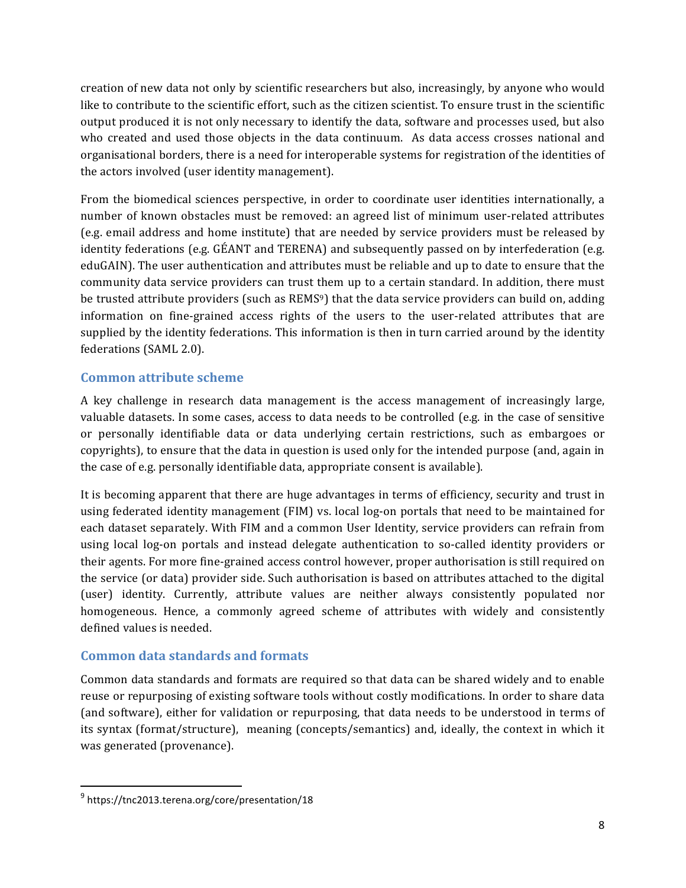creation of new data not only by scientific researchers but also, increasingly, by anyone who would like to contribute to the scientific effort, such as the citizen scientist. To ensure trust in the scientific output produced it is not only necessary to identify the data, software and processes used, but also who created and used those objects in the data continuum. As data access crosses national and organisational borders, there is a need for interoperable systems for registration of the identities of the actors involved (user identity management).

From the biomedical sciences perspective, in order to coordinate user identities internationally, a number of known obstacles must be removed: an agreed list of minimum user-related attributes (e.g. email address and home institute) that are needed by service providers must be released by identity federations (e.g. GÉANT and TERENA) and subsequently passed on by interfederation (e.g. eduGAIN). The user authentication and attributes must be reliable and up to date to ensure that the community data service providers can trust them up to a certain standard. In addition, there must be trusted attribute providers (such as REMS[9]) that the data service providers can build on, adding information on fine-grained access rights of the users to the user-related attributes that are supplied by the identity federations. This information is then in turn carried around by the identity federations (SAML 2.0).

## Common attribute scheme

A key challenge in research data management is the access management of increasingly large, valuable datasets. In some cases, access to data needs to be controlled (e.g. in the case of sensitive or personally identifiable data or data underlying certain restrictions, such as embargoes or copyrights), to ensure that the data in question is used only for the intended purpose (and, again in the case of e.g. personally identifiable data, appropriate consent is available).

It is becoming apparent that there are huge advantages in terms of efficiency, security and trust in using federated identity management (FIM) vs. local log-on portals that need to be maintained for each dataset separately. With FIM and a common User Identity, service providers can refrain from using local log-on portals and instead delegate authentication to so-called identity providers or their agents. For more fine-grained access control however, proper authorisation is still required on the service (or data) provider side. Such authorisation is based on attributes attached to the digital (user) identity. Currently, attribute values are neither always consistently populated nor homogeneous. Hence, a commonly agreed scheme of attributes with widely and consistently defined values is needed.

## Common data standards and formats

Common data standards and formats are required so that data can be shared widely and to enable reuse or repurposing of existing software tools without costly modifications. In order to share data (and software), either for validation or repurposing, that data needs to be understood in terms of its syntax (format/structure), meaning (concepts/semantics) and, ideally, the context in which it was generated (provenance).

---

[9] https://tnc2013.terena.org/core/presentation/18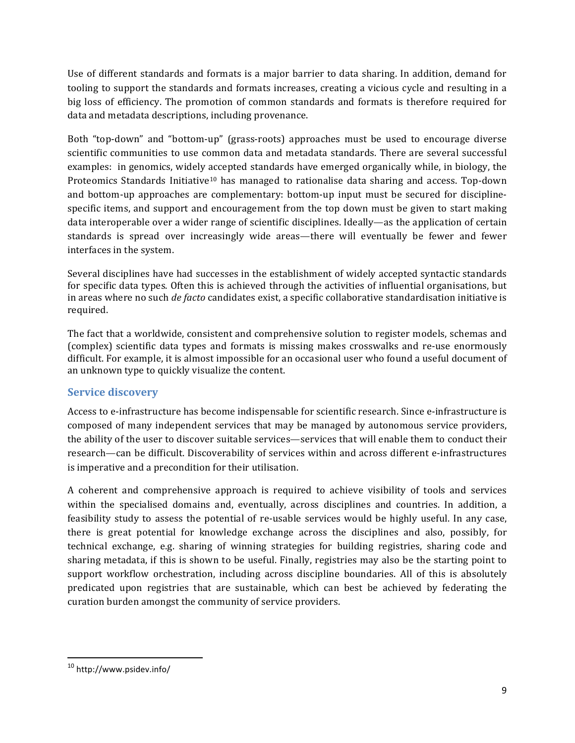Use of different standards and formats is a major barrier to data sharing. In addition, demand for tooling to support the standards and formats increases, creating a vicious cycle and resulting in a big loss of efficiency. The promotion of common standards and formats is therefore required for data and metadata descriptions, including provenance.

Both "top-down" and "bottom-up" (grass-roots) approaches must be used to encourage diverse scientific communities to use common data and metadata standards. There are several successful examples: in genomics, widely accepted standards have emerged organically while, in biology, the Proteomics Standards Initiative[10] has managed to rationalise data sharing and access. Top-down and bottom-up approaches are complementary: bottom-up input must be secured for discipline-specific items, and support and encouragement from the top down must be given to start making data interoperable over a wider range of scientific disciplines. Ideally—as the application of certain standards is spread over increasingly wide areas—there will eventually be fewer and fewer interfaces in the system.

Several disciplines have had successes in the establishment of widely accepted syntactic standards for specific data types. Often this is achieved through the activities of influential organisations, but in areas where no such *de facto* candidates exist, a specific collaborative standardisation initiative is required.

The fact that a worldwide, consistent and comprehensive solution to register models, schemas and (complex) scientific data types and formats is missing makes crosswalks and re-use enormously difficult. For example, it is almost impossible for an occasional user who found a useful document of an unknown type to quickly visualize the content.

## Service discovery

Access to e-infrastructure has become indispensable for scientific research. Since e-infrastructure is composed of many independent services that may be managed by autonomous service providers, the ability of the user to discover suitable services—services that will enable them to conduct their research—can be difficult. Discoverability of services within and across different e-infrastructures is imperative and a precondition for their utilisation.

A coherent and comprehensive approach is required to achieve visibility of tools and services within the specialised domains and, eventually, across disciplines and countries. In addition, a feasibility study to assess the potential of re-usable services would be highly useful. In any case, there is great potential for knowledge exchange across the disciplines and also, possibly, for technical exchange, e.g. sharing of winning strategies for building registries, sharing code and sharing metadata, if this is shown to be useful. Finally, registries may also be the starting point to support workflow orchestration, including across discipline boundaries. All of this is absolutely predicated upon registries that are sustainable, which can best be achieved by federating the curation burden amongst the community of service providers.

---

[10] http://www.psidev.info/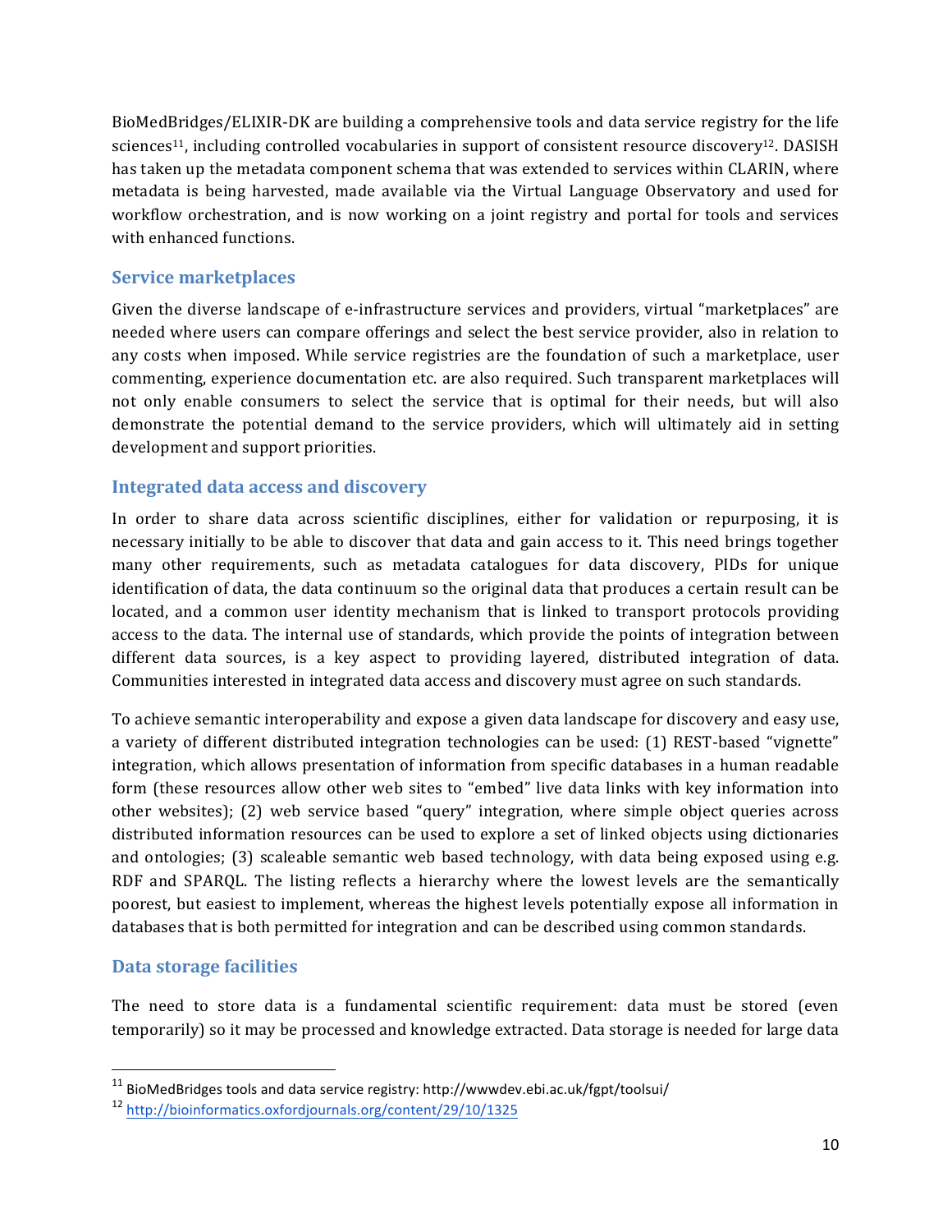BioMedBridges/ELIXIR-DK are building a comprehensive tools and data service registry for the life sciences[11], including controlled vocabularies in support of consistent resource discovery[12]. DASISH has taken up the metadata component schema that was extended to services within CLARIN, where metadata is being harvested, made available via the Virtual Language Observatory and used for workflow orchestration, and is now working on a joint registry and portal for tools and services with enhanced functions.

### Service marketplaces

Given the diverse landscape of e-infrastructure services and providers, virtual "marketplaces" are needed where users can compare offerings and select the best service provider, also in relation to any costs when imposed. While service registries are the foundation of such a marketplace, user commenting, experience documentation etc. are also required. Such transparent marketplaces will not only enable consumers to select the service that is optimal for their needs, but will also demonstrate the potential demand to the service providers, which will ultimately aid in setting development and support priorities.

### Integrated data access and discovery

In order to share data across scientific disciplines, either for validation or repurposing, it is necessary initially to be able to discover that data and gain access to it. This need brings together many other requirements, such as metadata catalogues for data discovery, PIDs for unique identification of data, the data continuum so the original data that produces a certain result can be located, and a common user identity mechanism that is linked to transport protocols providing access to the data. The internal use of standards, which provide the points of integration between different data sources, is a key aspect to providing layered, distributed integration of data. Communities interested in integrated data access and discovery must agree on such standards.

To achieve semantic interoperability and expose a given data landscape for discovery and easy use, a variety of different distributed integration technologies can be used: (1) REST-based "vignette" integration, which allows presentation of information from specific databases in a human readable form (these resources allow other web sites to "embed" live data links with key information into other websites); (2) web service based "query" integration, where simple object queries across distributed information resources can be used to explore a set of linked objects using dictionaries and ontologies; (3) scaleable semantic web based technology, with data being exposed using e.g. RDF and SPARQL. The listing reflects a hierarchy where the lowest levels are the semantically poorest, but easiest to implement, whereas the highest levels potentially expose all information in databases that is both permitted for integration and can be described using common standards.

### Data storage facilities

The need to store data is a fundamental scientific requirement: data must be stored (even temporarily) so it may be processed and knowledge extracted. Data storage is needed for large data

---

[11] BioMedBridges tools and data service registry: http://wwwdev.ebi.ac.uk/fgpt/toolsui/

[12] http://bioinformatics.oxfordjournals.org/content/29/10/1325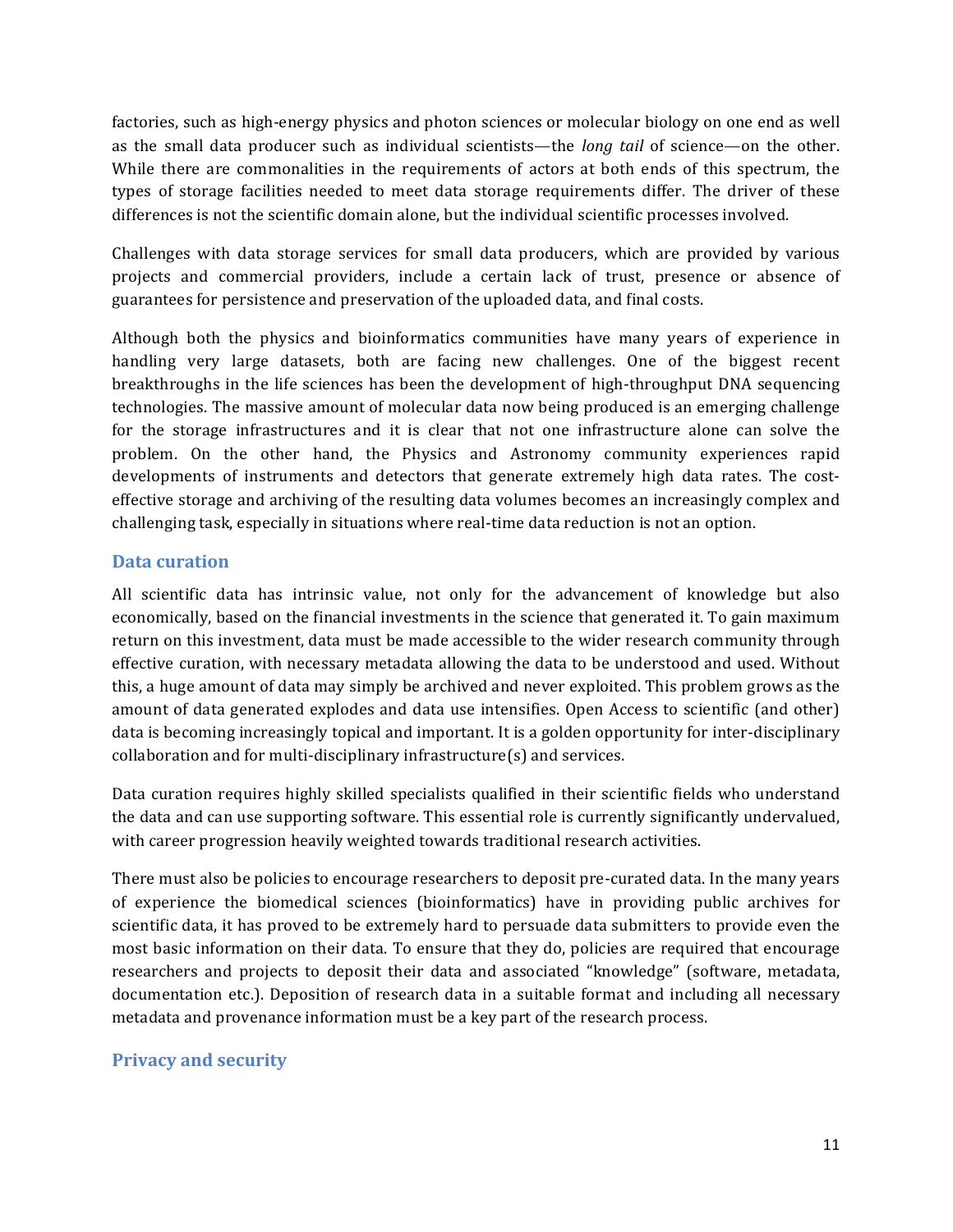factories, such as high-energy physics and photon sciences or molecular biology on one end as well as the small data producer such as individual scientists—the *long tail* of science—on the other. While there are commonalities in the requirements of actors at both ends of this spectrum, the types of storage facilities needed to meet data storage requirements differ. The driver of these differences is not the scientific domain alone, but the individual scientific processes involved.

Challenges with data storage services for small data producers, which are provided by various projects and commercial providers, include a certain lack of trust, presence or absence of guarantees for persistence and preservation of the uploaded data, and final costs.

Although both the physics and bioinformatics communities have many years of experience in handling very large datasets, both are facing new challenges. One of the biggest recent breakthroughs in the life sciences has been the development of high-throughput DNA sequencing technologies. The massive amount of molecular data now being produced is an emerging challenge for the storage infrastructures and it is clear that not one infrastructure alone can solve the problem. On the other hand, the Physics and Astronomy community experiences rapid developments of instruments and detectors that generate extremely high data rates. The cost-effective storage and archiving of the resulting data volumes becomes an increasingly complex and challenging task, especially in situations where real-time data reduction is not an option.

## Data curation

All scientific data has intrinsic value, not only for the advancement of knowledge but also economically, based on the financial investments in the science that generated it. To gain maximum return on this investment, data must be made accessible to the wider research community through effective curation, with necessary metadata allowing the data to be understood and used. Without this, a huge amount of data may simply be archived and never exploited. This problem grows as the amount of data generated explodes and data use intensifies. Open Access to scientific (and other) data is becoming increasingly topical and important. It is a golden opportunity for inter-disciplinary collaboration and for multi-disciplinary infrastructure(s) and services.

Data curation requires highly skilled specialists qualified in their scientific fields who understand the data and can use supporting software. This essential role is currently significantly undervalued, with career progression heavily weighted towards traditional research activities.

There must also be policies to encourage researchers to deposit pre-curated data. In the many years of experience the biomedical sciences (bioinformatics) have in providing public archives for scientific data, it has proved to be extremely hard to persuade data submitters to provide even the most basic information on their data. To ensure that they do, policies are required that encourage researchers and projects to deposit their data and associated "knowledge" (software, metadata, documentation etc.). Deposition of research data in a suitable format and including all necessary metadata and provenance information must be a key part of the research process.

## Privacy and security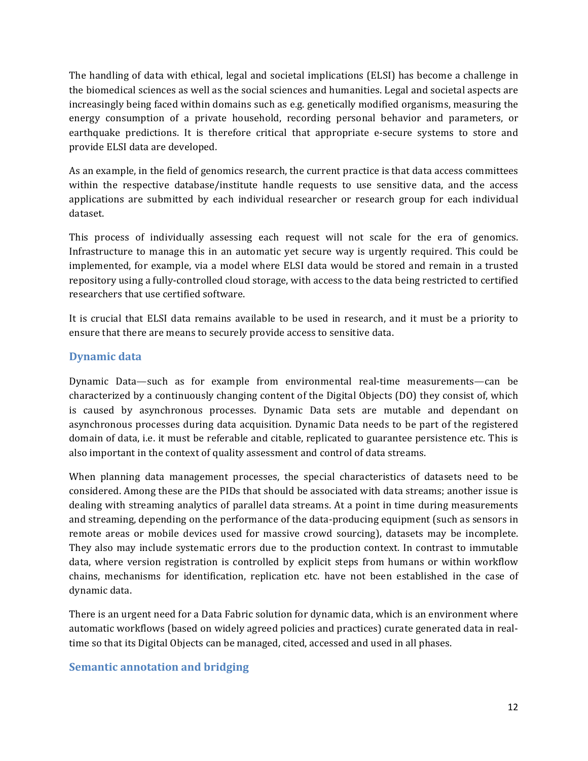The handling of data with ethical, legal and societal implications (ELSI) has become a challenge in the biomedical sciences as well as the social sciences and humanities. Legal and societal aspects are increasingly being faced within domains such as e.g. genetically modified organisms, measuring the energy consumption of a private household, recording personal behavior and parameters, or earthquake predictions. It is therefore critical that appropriate e-secure systems to store and provide ELSI data are developed.

As an example, in the field of genomics research, the current practice is that data access committees within the respective database/institute handle requests to use sensitive data, and the access applications are submitted by each individual researcher or research group for each individual dataset.

This process of individually assessing each request will not scale for the era of genomics. Infrastructure to manage this in an automatic yet secure way is urgently required. This could be implemented, for example, via a model where ELSI data would be stored and remain in a trusted repository using a fully-controlled cloud storage, with access to the data being restricted to certified researchers that use certified software.

It is crucial that ELSI data remains available to be used in research, and it must be a priority to ensure that there are means to securely provide access to sensitive data.

### Dynamic data

Dynamic Data—such as for example from environmental real-time measurements—can be characterized by a continuously changing content of the Digital Objects (DO) they consist of, which is caused by asynchronous processes. Dynamic Data sets are mutable and dependant on asynchronous processes during data acquisition. Dynamic Data needs to be part of the registered domain of data, i.e. it must be referable and citable, replicated to guarantee persistence etc. This is also important in the context of quality assessment and control of data streams.

When planning data management processes, the special characteristics of datasets need to be considered. Among these are the PIDs that should be associated with data streams; another issue is dealing with streaming analytics of parallel data streams. At a point in time during measurements and streaming, depending on the performance of the data-producing equipment (such as sensors in remote areas or mobile devices used for massive crowd sourcing), datasets may be incomplete. They also may include systematic errors due to the production context. In contrast to immutable data, where version registration is controlled by explicit steps from humans or within workflow chains, mechanisms for identification, replication etc. have not been established in the case of dynamic data.

There is an urgent need for a Data Fabric solution for dynamic data, which is an environment where automatic workflows (based on widely agreed policies and practices) curate generated data in real-time so that its Digital Objects can be managed, cited, accessed and used in all phases.

### Semantic annotation and bridging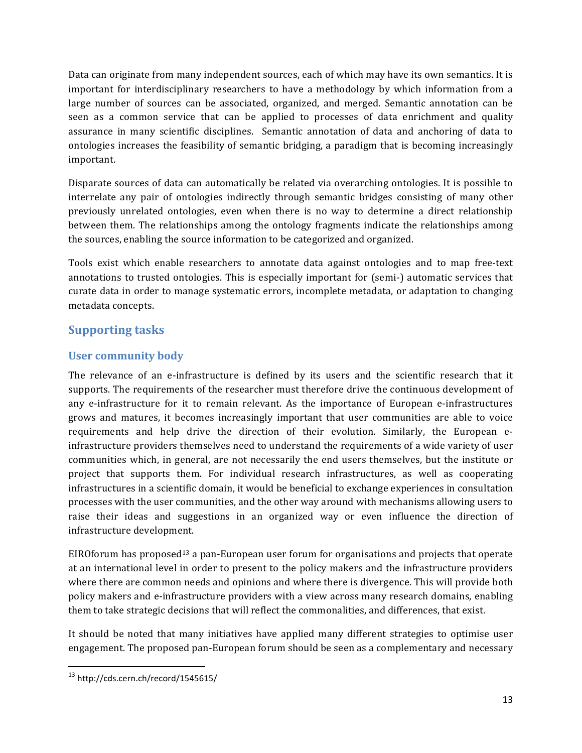Data can originate from many independent sources, each of which may have its own semantics. It is important for interdisciplinary researchers to have a methodology by which information from a large number of sources can be associated, organized, and merged. Semantic annotation can be seen as a common service that can be applied to processes of data enrichment and quality assurance in many scientific disciplines. Semantic annotation of data and anchoring of data to ontologies increases the feasibility of semantic bridging, a paradigm that is becoming increasingly important.

Disparate sources of data can automatically be related via overarching ontologies. It is possible to interrelate any pair of ontologies indirectly through semantic bridges consisting of many other previously unrelated ontologies, even when there is no way to determine a direct relationship between them. The relationships among the ontology fragments indicate the relationships among the sources, enabling the source information to be categorized and organized.

Tools exist which enable researchers to annotate data against ontologies and to map free-text annotations to trusted ontologies. This is especially important for (semi-) automatic services that curate data in order to manage systematic errors, incomplete metadata, or adaptation to changing metadata concepts.

## Supporting tasks

### User community body

The relevance of an e-infrastructure is defined by its users and the scientific research that it supports. The requirements of the researcher must therefore drive the continuous development of any e-infrastructure for it to remain relevant. As the importance of European e-infrastructures grows and matures, it becomes increasingly important that user communities are able to voice requirements and help drive the direction of their evolution. Similarly, the European e-infrastructure providers themselves need to understand the requirements of a wide variety of user communities which, in general, are not necessarily the end users themselves, but the institute or project that supports them. For individual research infrastructures, as well as cooperating infrastructures in a scientific domain, it would be beneficial to exchange experiences in consultation processes with the user communities, and the other way around with mechanisms allowing users to raise their ideas and suggestions in an organized way or even influence the direction of infrastructure development.

EIROforum has proposed[13] a pan-European user forum for organisations and projects that operate at an international level in order to present to the policy makers and the infrastructure providers where there are common needs and opinions and where there is divergence. This will provide both policy makers and e-infrastructure providers with a view across many research domains, enabling them to take strategic decisions that will reflect the commonalities, and differences, that exist.

It should be noted that many initiatives have applied many different strategies to optimise user engagement. The proposed pan-European forum should be seen as a complementary and necessary

[13] http://cds.cern.ch/record/1545615/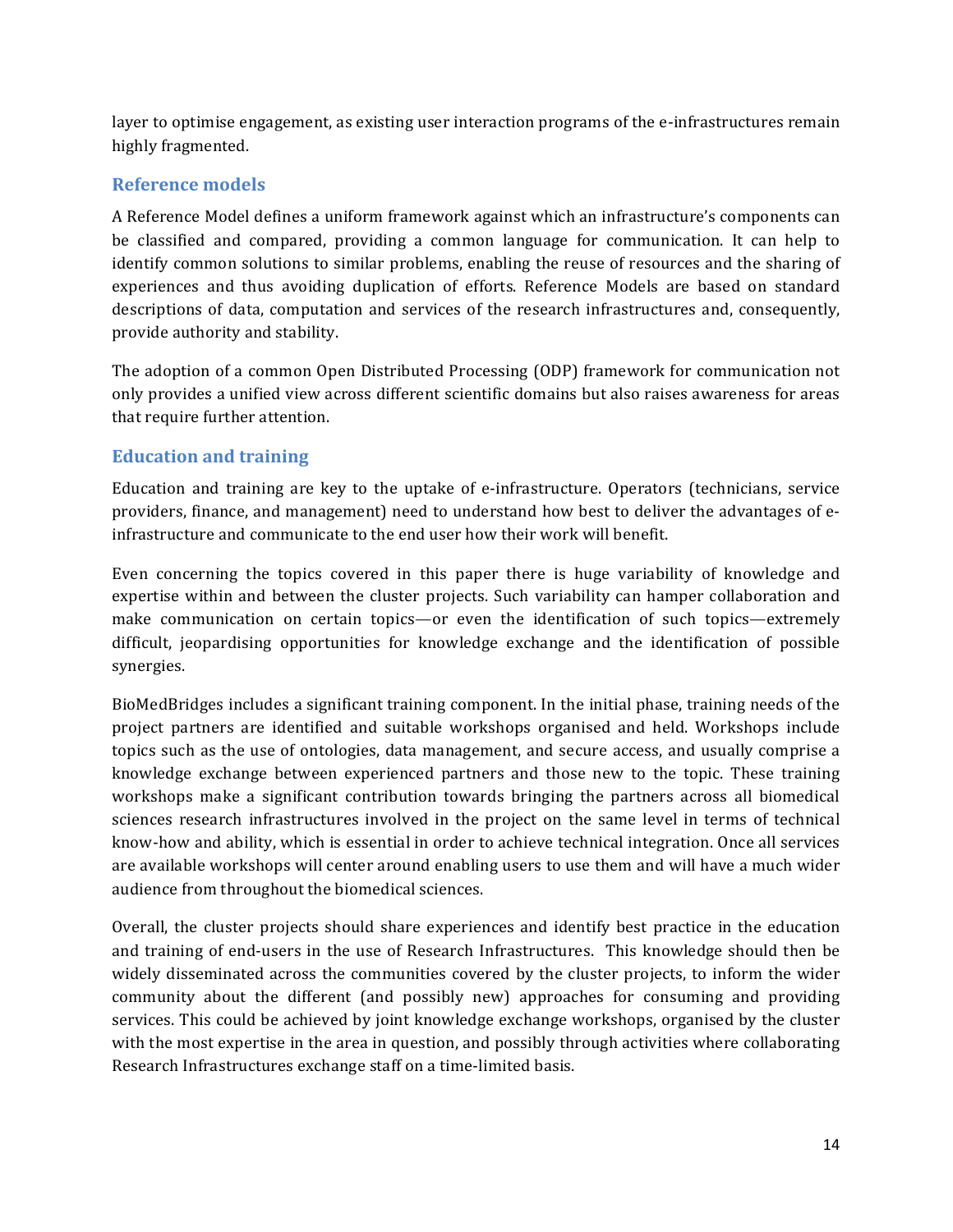layer to optimise engagement, as existing user interaction programs of the e-infrastructures remain highly fragmented.

## Reference models

A Reference Model defines a uniform framework against which an infrastructure's components can be classified and compared, providing a common language for communication. It can help to identify common solutions to similar problems, enabling the reuse of resources and the sharing of experiences and thus avoiding duplication of efforts. Reference Models are based on standard descriptions of data, computation and services of the research infrastructures and, consequently, provide authority and stability.

The adoption of a common Open Distributed Processing (ODP) framework for communication not only provides a unified view across different scientific domains but also raises awareness for areas that require further attention.

## Education and training

Education and training are key to the uptake of e-infrastructure. Operators (technicians, service providers, finance, and management) need to understand how best to deliver the advantages of e-infrastructure and communicate to the end user how their work will benefit.

Even concerning the topics covered in this paper there is huge variability of knowledge and expertise within and between the cluster projects. Such variability can hamper collaboration and make communication on certain topics—or even the identification of such topics—extremely difficult, jeopardising opportunities for knowledge exchange and the identification of possible synergies.

BioMedBridges includes a significant training component. In the initial phase, training needs of the project partners are identified and suitable workshops organised and held. Workshops include topics such as the use of ontologies, data management, and secure access, and usually comprise a knowledge exchange between experienced partners and those new to the topic. These training workshops make a significant contribution towards bringing the partners across all biomedical sciences research infrastructures involved in the project on the same level in terms of technical know-how and ability, which is essential in order to achieve technical integration. Once all services are available workshops will center around enabling users to use them and will have a much wider audience from throughout the biomedical sciences.

Overall, the cluster projects should share experiences and identify best practice in the education and training of end-users in the use of Research Infrastructures. This knowledge should then be widely disseminated across the communities covered by the cluster projects, to inform the wider community about the different (and possibly new) approaches for consuming and providing services. This could be achieved by joint knowledge exchange workshops, organised by the cluster with the most expertise in the area in question, and possibly through activities where collaborating Research Infrastructures exchange staff on a time-limited basis.